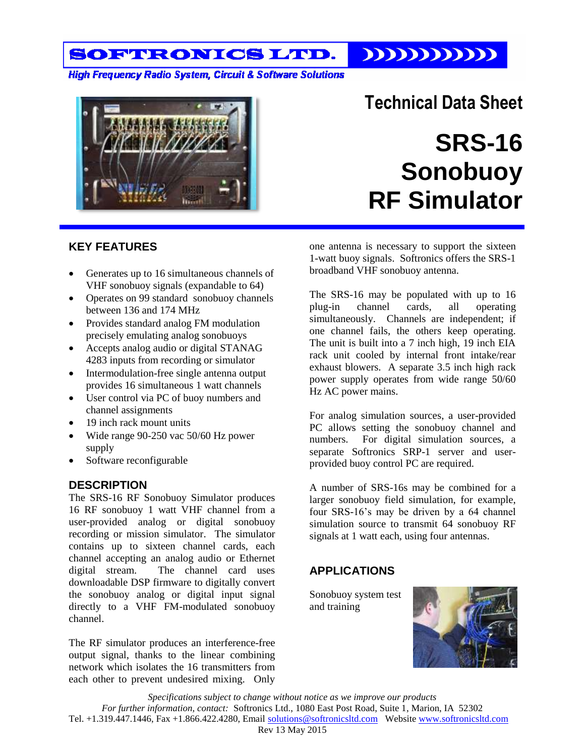SOFTRONICS LTD.

*High Frequency Radio System, Circuit & Software Solutions*

# Technical Data Sheet

# SRS-16 Sonobuoy RF Simulator

## KEY FEATURES

- Generates up to 16 simultaneous channels of VHF sonobuoy signals (expandable to 64)
- Operates on 99 standard sonobuoy channels between 136 and 174 MHz
- Provides standard analog FM modulation precisely emulating analog sonobuoys
- Accepts analog audio or digital STANAG 4283 inputs from recording or simulator
- Intermodulation-free single antenna output provides 16 simultaneous 1 watt channels
- User control via PC of buoy numbers and channel assignments
- 19 inch rack mount units
- Wide range 90-250 vac 50/60 Hz power supply
- Software reconfigurable

## DESCRIPTION

The SRS-16 RF Sonobuoy Simulator produces 16 RF sonobuoy 1 watt VHF channel from a user-provided analog or digital sonobuoy recording or mission simulator. The simulator contains up to sixteen channel cards, each channel accepting an analog audio or Ethernet digital stream. The channel card uses downloadable DSP firmware to digitally convert the sonobuoy analog or digital input signal directly to a VHF FM-modulated sonobuoy channel.

The RF simulator produces an interference-free output signal, thanks to the linear combining network which isolates the 16 transmitters from each other to prevent undesired mixing. Only one antenna is necessary to support the sixteen 1-watt buoy signals. Softronics offers the SRS-1 broadband VHF sonobuoy antenna.

The SRS-16 may be populated with up to 16 plug-in channel cards, all operating simultaneously. Channels are independent; if one channel fails, the others keep operating. The unit is built into a 7 inch high, 19 inch EIA rack unit cooled by internal front intake/rear exhaust blowers. A separate 3.5 inch high rack power supply operates from wide range 50/60 Hz AC power mains.

For analog simulation sources, a user-provided PC allows setting the sonobuoy channel and numbers. For digital simulation sources, a separate Softronics SRP-1 server and user-provided buoy control PC are required.

A number of SRS-16s may be combined for a larger sonobuoy field simulation, for example, four SRS-16's may be driven by a 64 channel simulation source to transmit 64 sonobuoy RF signals at 1 watt each, using four antennas.

## APPLICATIONS

Sonobuoy system test and training

*Specifications subject to change without notice as we improve our products*

*For further information, contact:* Softronics Ltd., 1080 East Post Road, Suite 1, Marion, IA 52302

Tel. +1.319.447.1446, Fax +1.866.422.4280, Email solutions@softronicsltd.com Website www.softronicsltd.com

Rev 13 May 2015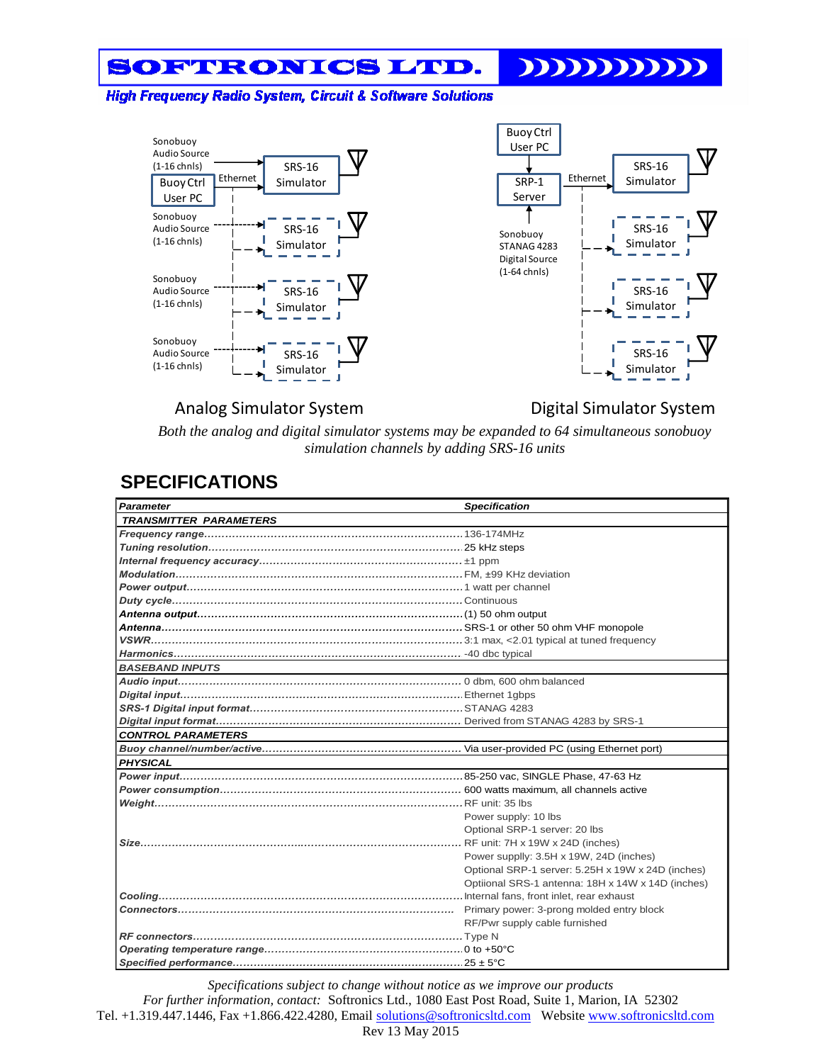**SOFTRONICS LTD.**

*High Frequency Radio System, Circuit & Software Solutions*

Sonobuoy Audio Source (1-16 chnls)
Buoy Ctrl User PC
Ethernet
SRS-16 Simulator
Sonobuoy Audio Source (1-16 chnls)
SRS-16 Simulator
Sonobuoy Audio Source (1-16 chnls)
SRS-16 Simulator
Sonobuoy Audio Source (1-16 chnls)
SRS-16 Simulator

Analog Simulator System

Buoy Ctrl User PC
SRP-1 Server
Ethernet
SRS-16 Simulator
Sonobuoy STANAG 4283 Digital Source (1-64 chnls)
SRS-16 Simulator
SRS-16 Simulator
SRS-16 Simulator

Digital Simulator System

*Both the analog and digital simulator systems may be expanded to 64 simultaneous sonobuoy simulation channels by adding SRS-16 units*

## SPECIFICATIONS

| Parameter | Specification |
|---|---|
| **TRANSMITTER PARAMETERS** | |
| Frequency range | 136-174MHz |
| Tuning resolution | 25 kHz steps |
| Internal frequency accuracy | ±1 ppm |
| Modulation | FM, ±99 KHz deviation |
| Power output | 1 watt per channel |
| Duty cycle | Continuous |
| Antenna output | (1) 50 ohm output |
| Antenna | SRS-1 or other 50 ohm VHF monopole |
| VSWR | 3:1 max, <2.01 typical at tuned frequency |
| Harmonics | -40 dbc typical |
| **BASEBAND INPUTS** | |
| Audio input | 0 dbm, 600 ohm balanced |
| Digital input | Ethernet 1gbps |
| SRS-1 Digital input format | STANAG 4283 |
| Digital input format | Derived from STANAG 4283 by SRS-1 |
| **CONTROL PARAMETERS** | |
| Buoy channel/number/active | Via user-provided PC (using Ethernet port) |
| **PHYSICAL** | |
| Power input | 85-250 vac, SINGLE Phase, 47-63 Hz |
| Power consumption | 600 watts maximum, all channels active |
| Weight | RF unit: 35 lbs<br>Power supply: 10 lbs<br>Optional SRP-1 server: 20 lbs |
| Size | RF unit: 7H x 19W x 24D (inches)<br>Power supplly: 3.5H x 19W, 24D (inches)<br>Optional SRP-1 server: 5.25H x 19W x 24D (inches)<br>Optiional SRS-1 antenna: 18H x 14W x 14D (inches) |
| Cooling | Internal fans, front inlet, rear exhaust |
| Connectors | Primary power: 3-prong molded entry block<br>RF/Pwr supply cable furnished |
| RF connectors | Type N |
| Operating temperature range | 0 to +50°C |
| Specified performance | 25 ± 5°C |

*Specifications subject to change without notice as we improve our products*

*For further information, contact:* Softronics Ltd., 1080 East Post Road, Suite 1, Marion, IA 52302
Tel. +1.319.447.1446, Fax +1.866.422.4280, Email solutions@softronicsltd.com Website www.softronicsltd.com
Rev 13 May 2015